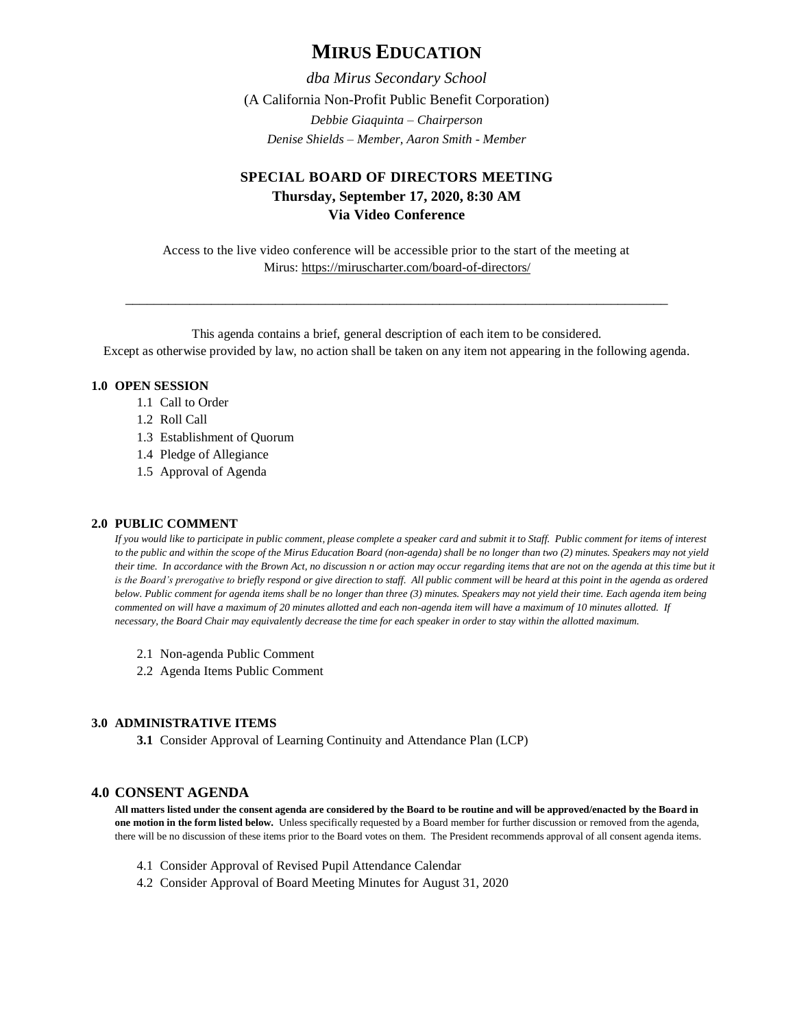# MIRUS EDUCATION

*dba Mirus Secondary School*

(A California Non-Profit Public Benefit Corporation)

*Debbie Giaquinta – Chairperson*

*Denise Shields – Member, Aaron Smith - Member*

## SPECIAL BOARD OF DIRECTORS MEETING
**Thursday, September 17, 2020, 8:30 AM**
**Via Video Conference**

Access to the live video conference will be accessible prior to the start of the meeting at Mirus: https://miruscharter.com/board-of-directors/

---

This agenda contains a brief, general description of each item to be considered.
Except as otherwise provided by law, no action shall be taken on any item not appearing in the following agenda.

### 1.0 OPEN SESSION

1.1 Call to Order
1.2 Roll Call
1.3 Establishment of Quorum
1.4 Pledge of Allegiance
1.5 Approval of Agenda

### 2.0 PUBLIC COMMENT

*If you would like to participate in public comment, please complete a speaker card and submit it to Staff. Public comment for items of interest to the public and within the scope of the Mirus Education Board (non-agenda) shall be no longer than two (2) minutes. Speakers may not yield their time. In accordance with the Brown Act, no discussion n or action may occur regarding items that are not on the agenda at this time but it is the Board's prerogative to briefly respond or give direction to staff. All public comment will be heard at this point in the agenda as ordered below. Public comment for agenda items shall be no longer than three (3) minutes. Speakers may not yield their time. Each agenda item being commented on will have a maximum of 20 minutes allotted and each non-agenda item will have a maximum of 10 minutes allotted. If necessary, the Board Chair may equivalently decrease the time for each speaker in order to stay within the allotted maximum.*

2.1 Non-agenda Public Comment
2.2 Agenda Items Public Comment

### 3.0 ADMINISTRATIVE ITEMS

**3.1** Consider Approval of Learning Continuity and Attendance Plan (LCP)

### 4.0 CONSENT AGENDA

**All matters listed under the consent agenda are considered by the Board to be routine and will be approved/enacted by the Board in one motion in the form listed below.** Unless specifically requested by a Board member for further discussion or removed from the agenda, there will be no discussion of these items prior to the Board votes on them. The President recommends approval of all consent agenda items.

4.1 Consider Approval of Revised Pupil Attendance Calendar
4.2 Consider Approval of Board Meeting Minutes for August 31, 2020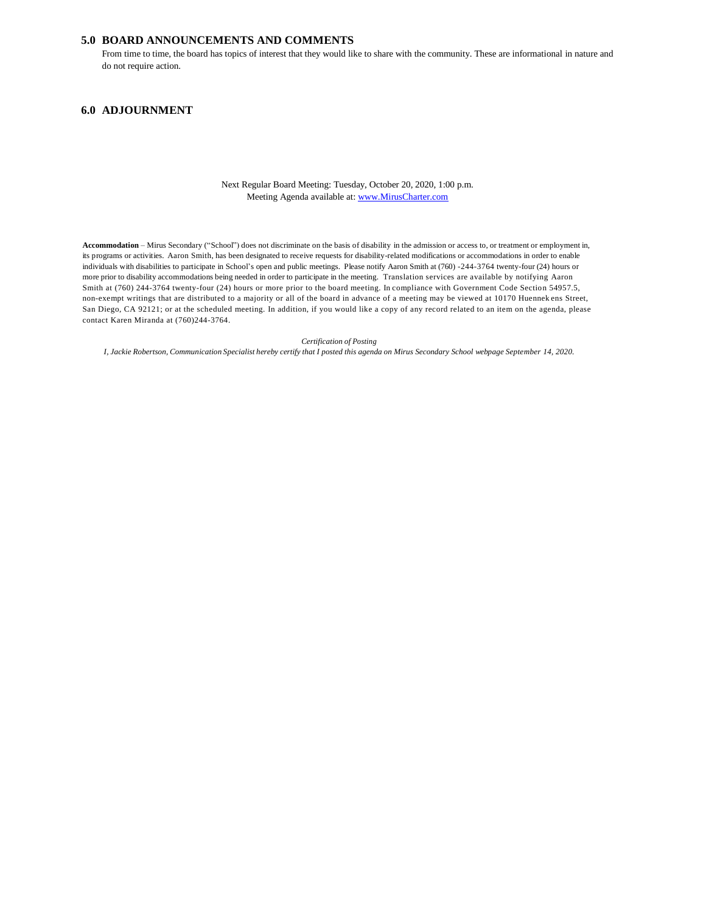## 5.0 BOARD ANNOUNCEMENTS AND COMMENTS

From time to time, the board has topics of interest that they would like to share with the community. These are informational in nature and do not require action.

## 6.0 ADJOURNMENT

Next Regular Board Meeting: Tuesday, October 20, 2020, 1:00 p.m.
Meeting Agenda available at: [www.MirusCharter.com](http://www.MirusCharter.com)

**Accommodation** – Mirus Secondary ("School") does not discriminate on the basis of disability in the admission or access to, or treatment or employment in, its programs or activities. Aaron Smith, has been designated to receive requests for disability-related modifications or accommodations in order to enable individuals with disabilities to participate in School's open and public meetings. Please notify Aaron Smith at (760) -244-3764 twenty-four (24) hours or more prior to disability accommodations being needed in order to participate in the meeting. Translation services are available by notifying Aaron Smith at (760) 244-3764 twenty-four (24) hours or more prior to the board meeting. In compliance with Government Code Section 54957.5, non-exempt writings that are distributed to a majority or all of the board in advance of a meeting may be viewed at 10170 Huennek ens Street, San Diego, CA 92121; or at the scheduled meeting. In addition, if you would like a copy of any record related to an item on the agenda, please contact Karen Miranda at (760)244-3764.

*Certification of Posting*

*I, Jackie Robertson, Communication Specialist hereby certify that I posted this agenda on Mirus Secondary School webpage September 14, 2020.*